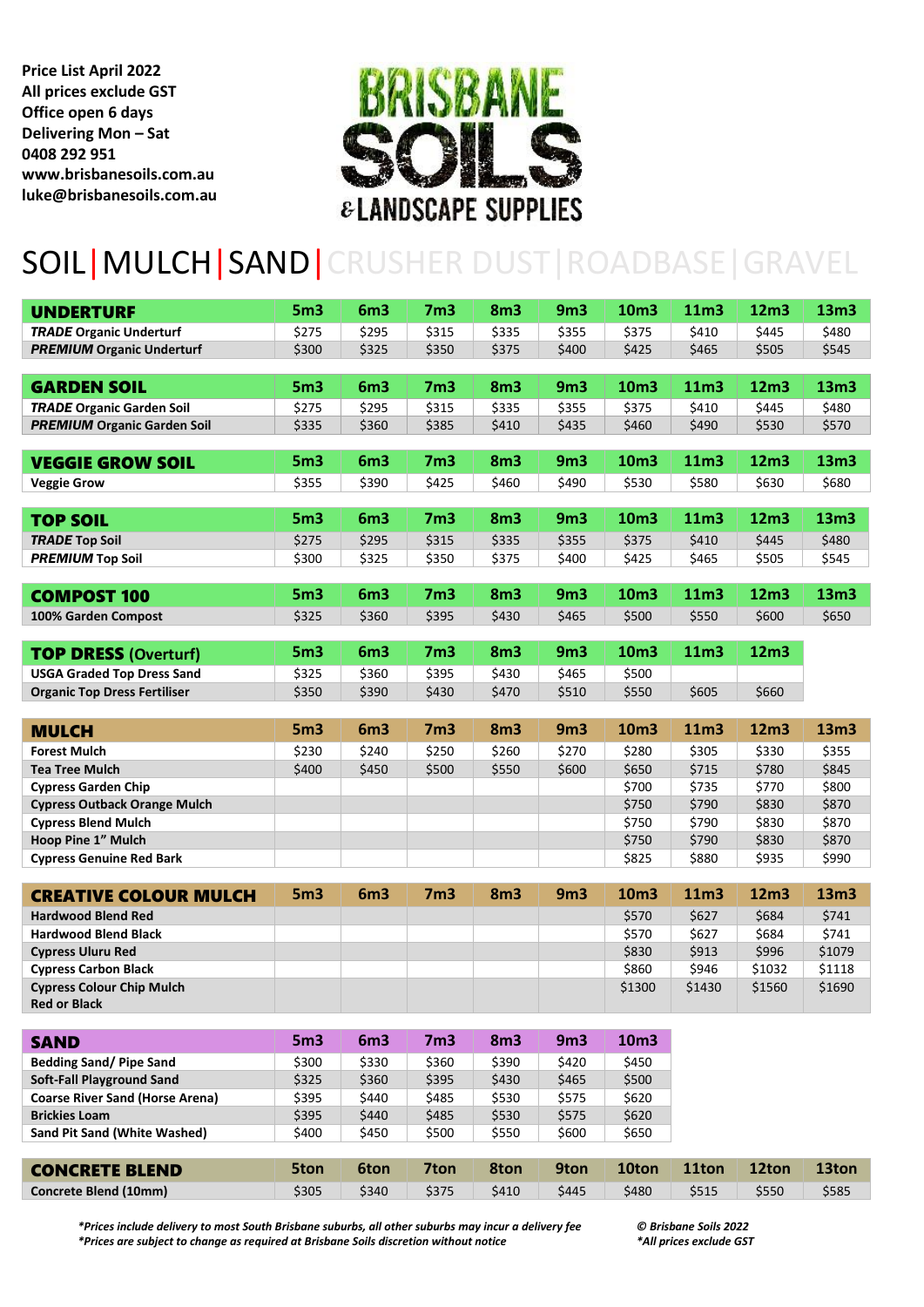**Price List April 2022**
**All prices exclude GST**
**Office open 6 days**
**Delivering Mon – Sat**
**0408 292 951**
**www.brisbanesoils.com.au**
**luke@brisbanesoils.com.au**

# BRISBANE SOILS & LANDSCAPE SUPPLIES

## SOIL | MULCH | SAND | CRUSHER DUST | ROADBASE | GRAVEL

| UNDERTURF | 5m3 | 6m3 | 7m3 | 8m3 | 9m3 | 10m3 | 11m3 | 12m3 | 13m3 |
|---|---|---|---|---|---|---|---|---|---|
| ***TRADE*** **Organic Underturf** | $275 | $295 | $315 | $335 | $355 | $375 | $410 | $445 | $480 |
| ***PREMIUM*** **Organic Underturf** | $300 | $325 | $350 | $375 | $400 | $425 | $465 | $505 | $545 |

| GARDEN SOIL | 5m3 | 6m3 | 7m3 | 8m3 | 9m3 | 10m3 | 11m3 | 12m3 | 13m3 |
|---|---|---|---|---|---|---|---|---|---|
| ***TRADE*** **Organic Garden Soil** | $275 | $295 | $315 | $335 | $355 | $375 | $410 | $445 | $480 |
| ***PREMIUM*** **Organic Garden Soil** | $335 | $360 | $385 | $410 | $435 | $460 | $490 | $530 | $570 |

| VEGGIE GROW SOIL | 5m3 | 6m3 | 7m3 | 8m3 | 9m3 | 10m3 | 11m3 | 12m3 | 13m3 |
|---|---|---|---|---|---|---|---|---|---|
| **Veggie Grow** | $355 | $390 | $425 | $460 | $490 | $530 | $580 | $630 | $680 |

| TOP SOIL | 5m3 | 6m3 | 7m3 | 8m3 | 9m3 | 10m3 | 11m3 | 12m3 | 13m3 |
|---|---|---|---|---|---|---|---|---|---|
| ***TRADE*** **Top Soil** | $275 | $295 | $315 | $335 | $355 | $375 | $410 | $445 | $480 |
| ***PREMIUM*** **Top Soil** | $300 | $325 | $350 | $375 | $400 | $425 | $465 | $505 | $545 |

| COMPOST 100 | 5m3 | 6m3 | 7m3 | 8m3 | 9m3 | 10m3 | 11m3 | 12m3 | 13m3 |
|---|---|---|---|---|---|---|---|---|---|
| **100% Garden Compost** | $325 | $360 | $395 | $430 | $465 | $500 | $550 | $600 | $650 |

| TOP DRESS (Overturf) | 5m3 | 6m3 | 7m3 | 8m3 | 9m3 | 10m3 | 11m3 | 12m3 |
|---|---|---|---|---|---|---|---|---|
| **USGA Graded Top Dress Sand** | $325 | $360 | $395 | $430 | $465 | $500 | | |
| **Organic Top Dress Fertiliser** | $350 | $390 | $430 | $470 | $510 | $550 | $605 | $660 |

| MULCH | 5m3 | 6m3 | 7m3 | 8m3 | 9m3 | 10m3 | 11m3 | 12m3 | 13m3 |
|---|---|---|---|---|---|---|---|---|---|
| **Forest Mulch** | $230 | $240 | $250 | $260 | $270 | $280 | $305 | $330 | $355 |
| **Tea Tree Mulch** | $400 | $450 | $500 | $550 | $600 | $650 | $715 | $780 | $845 |
| **Cypress Garden Chip** | | | | | | $700 | $735 | $770 | $800 |
| **Cypress Outback Orange Mulch** | | | | | | $750 | $790 | $830 | $870 |
| **Cypress Blend Mulch** | | | | | | $750 | $790 | $830 | $870 |
| **Hoop Pine 1" Mulch** | | | | | | $750 | $790 | $830 | $870 |
| **Cypress Genuine Red Bark** | | | | | | $825 | $880 | $935 | $990 |

| CREATIVE COLOUR MULCH | 5m3 | 6m3 | 7m3 | 8m3 | 9m3 | 10m3 | 11m3 | 12m3 | 13m3 |
|---|---|---|---|---|---|---|---|---|---|
| **Hardwood Blend Red** | | | | | | $570 | $627 | $684 | $741 |
| **Hardwood Blend Black** | | | | | | $570 | $627 | $684 | $741 |
| **Cypress Uluru Red** | | | | | | $830 | $913 | $996 | $1079 |
| **Cypress Carbon Black** | | | | | | $860 | $946 | $1032 | $1118 |
| **Cypress Colour Chip Mulch Red or Black** | | | | | | $1300 | $1430 | $1560 | $1690 |

| SAND | 5m3 | 6m3 | 7m3 | 8m3 | 9m3 | 10m3 |
|---|---|---|---|---|---|---|
| **Bedding Sand/ Pipe Sand** | $300 | $330 | $360 | $390 | $420 | $450 |
| **Soft-Fall Playground Sand** | $325 | $360 | $395 | $430 | $465 | $500 |
| **Coarse River Sand (Horse Arena)** | $395 | $440 | $485 | $530 | $575 | $620 |
| **Brickies Loam** | $395 | $440 | $485 | $530 | $575 | $620 |
| **Sand Pit Sand (White Washed)** | $400 | $450 | $500 | $550 | $600 | $650 |

| CONCRETE BLEND | 5ton | 6ton | 7ton | 8ton | 9ton | 10ton | 11ton | 12ton | 13ton |
|---|---|---|---|---|---|---|---|---|---|
| **Concrete Blend (10mm)** | $305 | $340 | $375 | $410 | $445 | $480 | $515 | $550 | $585 |

***Prices include delivery to most South Brisbane suburbs, all other suburbs may incur a delivery fee***
***Prices are subject to change as required at Brisbane Soils discretion without notice***

***© Brisbane Soils 2022***
****All prices exclude GST***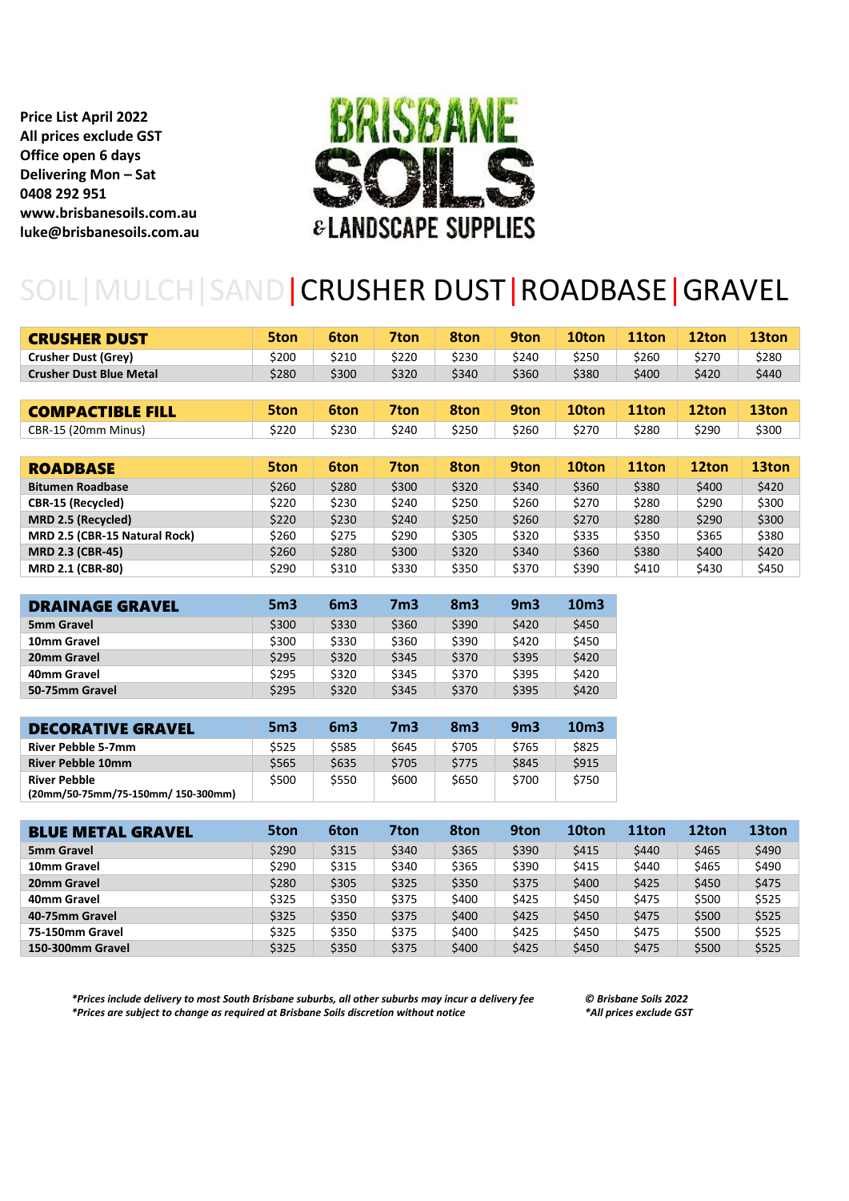**Price List April 2022**
**All prices exclude GST**
**Office open 6 days**
**Delivering Mon – Sat**
**0408 292 951**
**www.brisbanesoils.com.au**
**luke@brisbanesoils.com.au**

BRISBANE SOILS & LANDSCAPE SUPPLIES

# SOIL | MULCH | SAND | CRUSHER DUST | ROADBASE | GRAVEL

| CRUSHER DUST | 5ton | 6ton | 7ton | 8ton | 9ton | 10ton | 11ton | 12ton | 13ton |
|---|---|---|---|---|---|---|---|---|---|
| **Crusher Dust (Grey)** | $200 | $210 | $220 | $230 | $240 | $250 | $260 | $270 | $280 |
| **Crusher Dust Blue Metal** | $280 | $300 | $320 | $340 | $360 | $380 | $400 | $420 | $440 |

| COMPACTIBLE FILL | 5ton | 6ton | 7ton | 8ton | 9ton | 10ton | 11ton | 12ton | 13ton |
|---|---|---|---|---|---|---|---|---|---|
| CBR-15 (20mm Minus) | $220 | $230 | $240 | $250 | $260 | $270 | $280 | $290 | $300 |

| ROADBASE | 5ton | 6ton | 7ton | 8ton | 9ton | 10ton | 11ton | 12ton | 13ton |
|---|---|---|---|---|---|---|---|---|---|
| **Bitumen Roadbase** | $260 | $280 | $300 | $320 | $340 | $360 | $380 | $400 | $420 |
| **CBR-15 (Recycled)** | $220 | $230 | $240 | $250 | $260 | $270 | $280 | $290 | $300 |
| **MRD 2.5 (Recycled)** | $220 | $230 | $240 | $250 | $260 | $270 | $280 | $290 | $300 |
| **MRD 2.5 (CBR-15 Natural Rock)** | $260 | $275 | $290 | $305 | $320 | $335 | $350 | $365 | $380 |
| **MRD 2.3 (CBR-45)** | $260 | $280 | $300 | $320 | $340 | $360 | $380 | $400 | $420 |
| **MRD 2.1 (CBR-80)** | $290 | $310 | $330 | $350 | $370 | $390 | $410 | $430 | $450 |

| DRAINAGE GRAVEL | 5m3 | 6m3 | 7m3 | 8m3 | 9m3 | 10m3 |
|---|---|---|---|---|---|---|
| **5mm Gravel** | $300 | $330 | $360 | $390 | $420 | $450 |
| **10mm Gravel** | $300 | $330 | $360 | $390 | $420 | $450 |
| **20mm Gravel** | $295 | $320 | $345 | $370 | $395 | $420 |
| **40mm Gravel** | $295 | $320 | $345 | $370 | $395 | $420 |
| **50-75mm Gravel** | $295 | $320 | $345 | $370 | $395 | $420 |

| DECORATIVE GRAVEL | 5m3 | 6m3 | 7m3 | 8m3 | 9m3 | 10m3 |
|---|---|---|---|---|---|---|
| **River Pebble 5-7mm** | $525 | $585 | $645 | $705 | $765 | $825 |
| **River Pebble 10mm** | $565 | $635 | $705 | $775 | $845 | $915 |
| **River Pebble (20mm/50-75mm/75-150mm/ 150-300mm)** | $500 | $550 | $600 | $650 | $700 | $750 |

| BLUE METAL GRAVEL | 5ton | 6ton | 7ton | 8ton | 9ton | 10ton | 11ton | 12ton | 13ton |
|---|---|---|---|---|---|---|---|---|---|
| **5mm Gravel** | $290 | $315 | $340 | $365 | $390 | $415 | $440 | $465 | $490 |
| **10mm Gravel** | $290 | $315 | $340 | $365 | $390 | $415 | $440 | $465 | $490 |
| **20mm Gravel** | $280 | $305 | $325 | $350 | $375 | $400 | $425 | $450 | $475 |
| **40mm Gravel** | $325 | $350 | $375 | $400 | $425 | $450 | $475 | $500 | $525 |
| **40-75mm Gravel** | $325 | $350 | $375 | $400 | $425 | $450 | $475 | $500 | $525 |
| **75-150mm Gravel** | $325 | $350 | $375 | $400 | $425 | $450 | $475 | $500 | $525 |
| **150-300mm Gravel** | $325 | $350 | $375 | $400 | $425 | $450 | $475 | $500 | $525 |

***Prices include delivery to most South Brisbane suburbs, all other suburbs may incur a delivery fee***
***Prices are subject to change as required at Brisbane Soils discretion without notice***

***© Brisbane Soils 2022***
***All prices exclude GST***